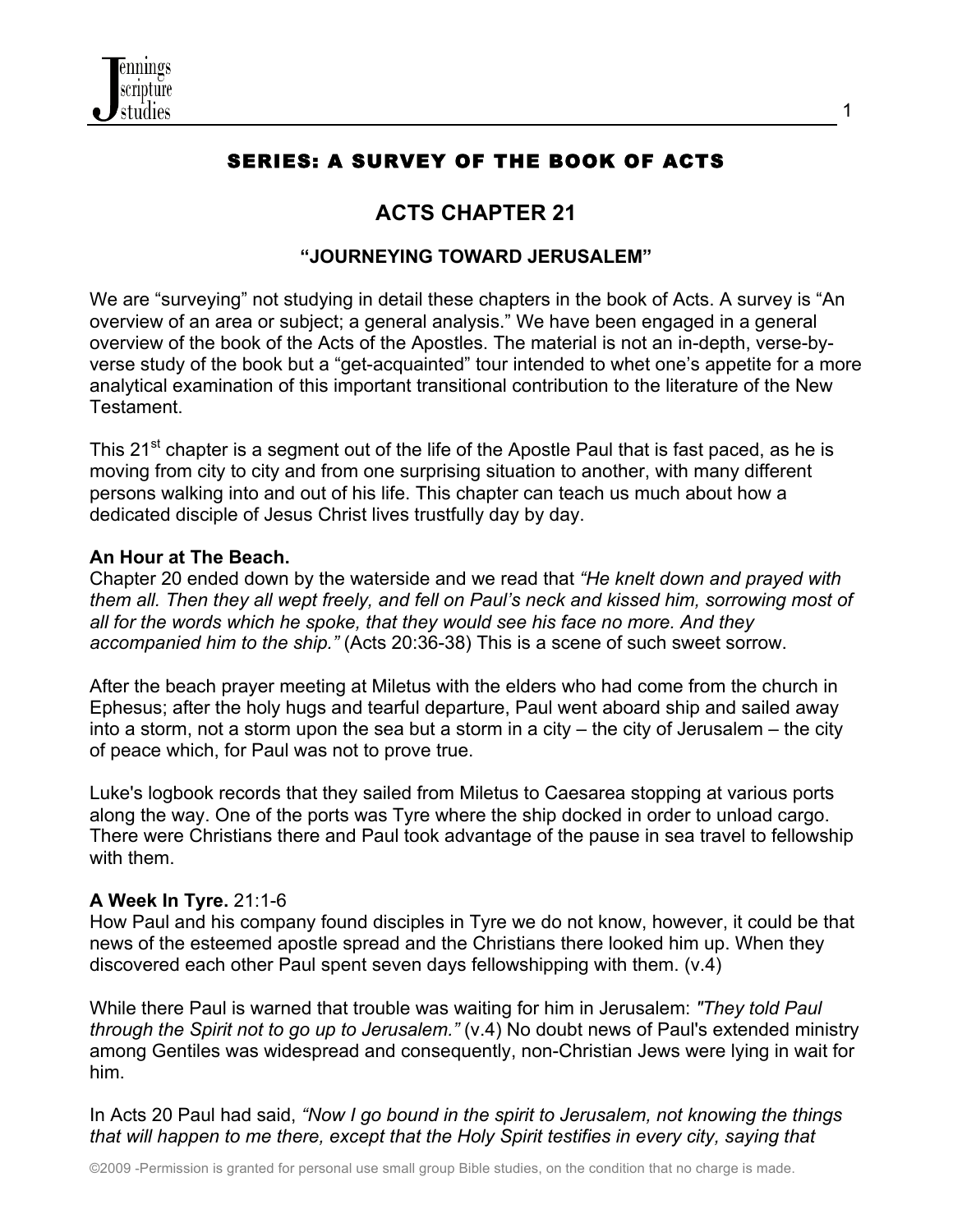## SERIES: A SURVEY OF THE BOOK OF ACTS

# ACTS CHAPTER 21

### "JOURNEYING TOWARD JERUSALEM"

We are "surveying" not studying in detail these chapters in the book of Acts. A survey is "An overview of an area or subject; a general analysis." We have been engaged in a general overview of the book of the Acts of the Apostles. The material is not an in-depth, verse-by-verse study of the book but a "get-acquainted" tour intended to whet one's appetite for a more analytical examination of this important transitional contribution to the literature of the New Testament.

This 21st chapter is a segment out of the life of the Apostle Paul that is fast paced, as he is moving from city to city and from one surprising situation to another, with many different persons walking into and out of his life. This chapter can teach us much about how a dedicated disciple of Jesus Christ lives trustfully day by day.

**An Hour at The Beach.**
Chapter 20 ended down by the waterside and we read that *"He knelt down and prayed with them all. Then they all wept freely, and fell on Paul's neck and kissed him, sorrowing most of all for the words which he spoke, that they would see his face no more. And they accompanied him to the ship."* (Acts 20:36-38) This is a scene of such sweet sorrow.

After the beach prayer meeting at Miletus with the elders who had come from the church in Ephesus; after the holy hugs and tearful departure, Paul went aboard ship and sailed away into a storm, not a storm upon the sea but a storm in a city – the city of Jerusalem – the city of peace which, for Paul was not to prove true.

Luke's logbook records that they sailed from Miletus to Caesarea stopping at various ports along the way. One of the ports was Tyre where the ship docked in order to unload cargo. There were Christians there and Paul took advantage of the pause in sea travel to fellowship with them.

**A Week In Tyre.** 21:1-6
How Paul and his company found disciples in Tyre we do not know, however, it could be that news of the esteemed apostle spread and the Christians there looked him up. When they discovered each other Paul spent seven days fellowshipping with them. (v.4)

While there Paul is warned that trouble was waiting for him in Jerusalem: *"They told Paul through the Spirit not to go up to Jerusalem."* (v.4) No doubt news of Paul's extended ministry among Gentiles was widespread and consequently, non-Christian Jews were lying in wait for him.

In Acts 20 Paul had said, *"Now I go bound in the spirit to Jerusalem, not knowing the things that will happen to me there, except that the Holy Spirit testifies in every city, saying that*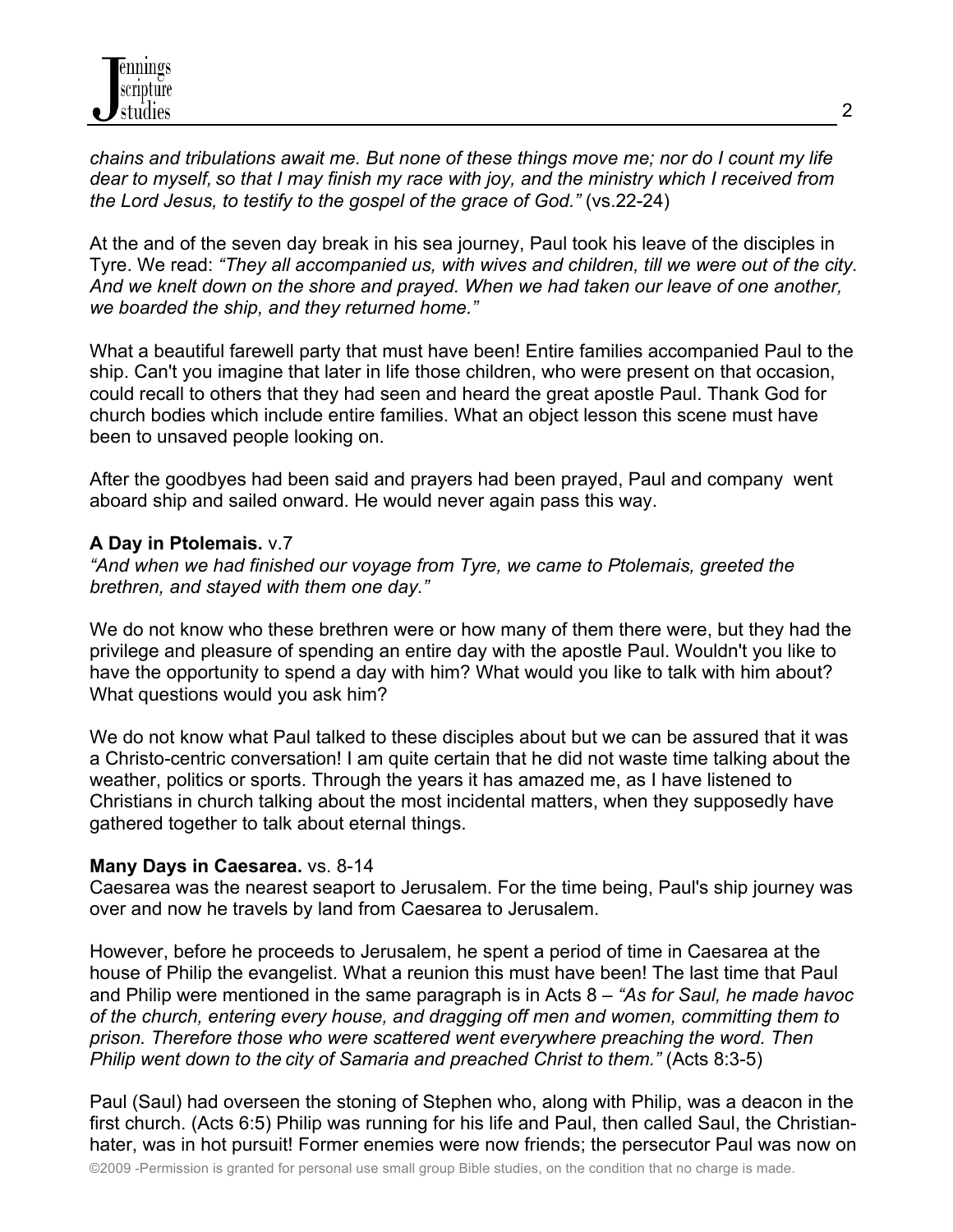*chains and tribulations await me. But none of these things move me; nor do I count my life dear to myself, so that I may finish my race with joy, and the ministry which I received from the Lord Jesus, to testify to the gospel of the grace of God."* (vs.22-24)

At the and of the seven day break in his sea journey, Paul took his leave of the disciples in Tyre. We read: *"They all accompanied us, with wives and children, till we were out of the city. And we knelt down on the shore and prayed. When we had taken our leave of one another, we boarded the ship, and they returned home."*

What a beautiful farewell party that must have been! Entire families accompanied Paul to the ship. Can't you imagine that later in life those children, who were present on that occasion, could recall to others that they had seen and heard the great apostle Paul. Thank God for church bodies which include entire families. What an object lesson this scene must have been to unsaved people looking on.

After the goodbyes had been said and prayers had been prayed, Paul and company went aboard ship and sailed onward. He would never again pass this way.

**A Day in Ptolemais.** v.7
*"And when we had finished our voyage from Tyre, we came to Ptolemais, greeted the brethren, and stayed with them one day."*

We do not know who these brethren were or how many of them there were, but they had the privilege and pleasure of spending an entire day with the apostle Paul. Wouldn't you like to have the opportunity to spend a day with him? What would you like to talk with him about? What questions would you ask him?

We do not know what Paul talked to these disciples about but we can be assured that it was a Christo-centric conversation! I am quite certain that he did not waste time talking about the weather, politics or sports. Through the years it has amazed me, as I have listened to Christians in church talking about the most incidental matters, when they supposedly have gathered together to talk about eternal things.

**Many Days in Caesarea.** vs. 8-14
Caesarea was the nearest seaport to Jerusalem. For the time being, Paul's ship journey was over and now he travels by land from Caesarea to Jerusalem.

However, before he proceeds to Jerusalem, he spent a period of time in Caesarea at the house of Philip the evangelist. What a reunion this must have been! The last time that Paul and Philip were mentioned in the same paragraph is in Acts 8 – *"As for Saul, he made havoc of the church, entering every house, and dragging off men and women, committing them to prison. Therefore those who were scattered went everywhere preaching the word. Then Philip went down to the city of Samaria and preached Christ to them."* (Acts 8:3-5)

Paul (Saul) had overseen the stoning of Stephen who, along with Philip, was a deacon in the first church. (Acts 6:5) Philip was running for his life and Paul, then called Saul, the Christian-hater, was in hot pursuit! Former enemies were now friends; the persecutor Paul was now on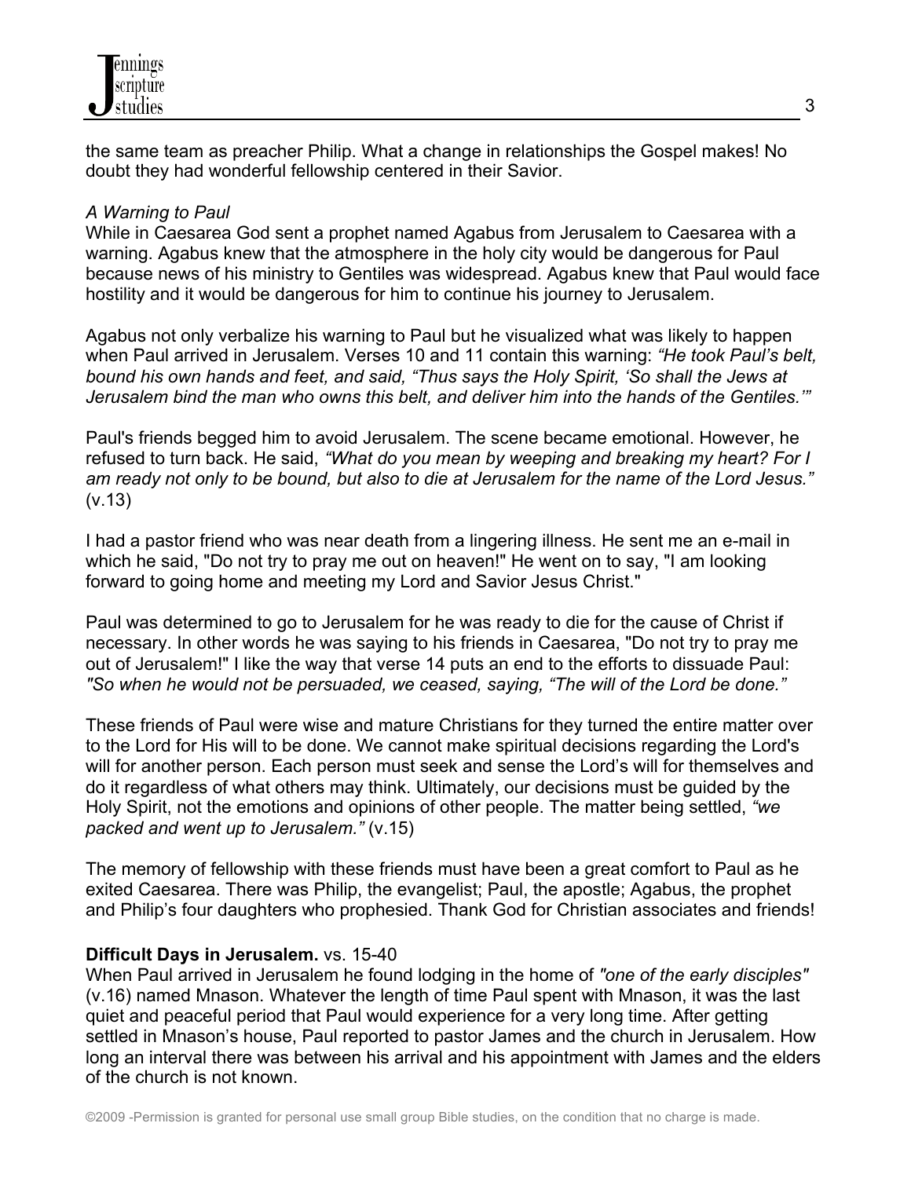the same team as preacher Philip. What a change in relationships the Gospel makes! No doubt they had wonderful fellowship centered in their Savior.

*A Warning to Paul*

While in Caesarea God sent a prophet named Agabus from Jerusalem to Caesarea with a warning. Agabus knew that the atmosphere in the holy city would be dangerous for Paul because news of his ministry to Gentiles was widespread. Agabus knew that Paul would face hostility and it would be dangerous for him to continue his journey to Jerusalem.

Agabus not only verbalize his warning to Paul but he visualized what was likely to happen when Paul arrived in Jerusalem. Verses 10 and 11 contain this warning: *"He took Paul's belt, bound his own hands and feet, and said, "Thus says the Holy Spirit, 'So shall the Jews at Jerusalem bind the man who owns this belt, and deliver him into the hands of the Gentiles.'"*

Paul's friends begged him to avoid Jerusalem. The scene became emotional. However, he refused to turn back. He said, *"What do you mean by weeping and breaking my heart? For I am ready not only to be bound, but also to die at Jerusalem for the name of the Lord Jesus."* (v.13)

I had a pastor friend who was near death from a lingering illness. He sent me an e-mail in which he said, "Do not try to pray me out on heaven!" He went on to say, "I am looking forward to going home and meeting my Lord and Savior Jesus Christ."

Paul was determined to go to Jerusalem for he was ready to die for the cause of Christ if necessary. In other words he was saying to his friends in Caesarea, "Do not try to pray me out of Jerusalem!" I like the way that verse 14 puts an end to the efforts to dissuade Paul: *"So when he would not be persuaded, we ceased, saying, "The will of the Lord be done."*

These friends of Paul were wise and mature Christians for they turned the entire matter over to the Lord for His will to be done. We cannot make spiritual decisions regarding the Lord's will for another person. Each person must seek and sense the Lord's will for themselves and do it regardless of what others may think. Ultimately, our decisions must be guided by the Holy Spirit, not the emotions and opinions of other people. The matter being settled, *"we packed and went up to Jerusalem."* (v.15)

The memory of fellowship with these friends must have been a great comfort to Paul as he exited Caesarea. There was Philip, the evangelist; Paul, the apostle; Agabus, the prophet and Philip's four daughters who prophesied. Thank God for Christian associates and friends!

**Difficult Days in Jerusalem.** vs. 15-40

When Paul arrived in Jerusalem he found lodging in the home of *"one of the early disciples"* (v.16) named Mnason. Whatever the length of time Paul spent with Mnason, it was the last quiet and peaceful period that Paul would experience for a very long time. After getting settled in Mnason's house, Paul reported to pastor James and the church in Jerusalem. How long an interval there was between his arrival and his appointment with James and the elders of the church is not known.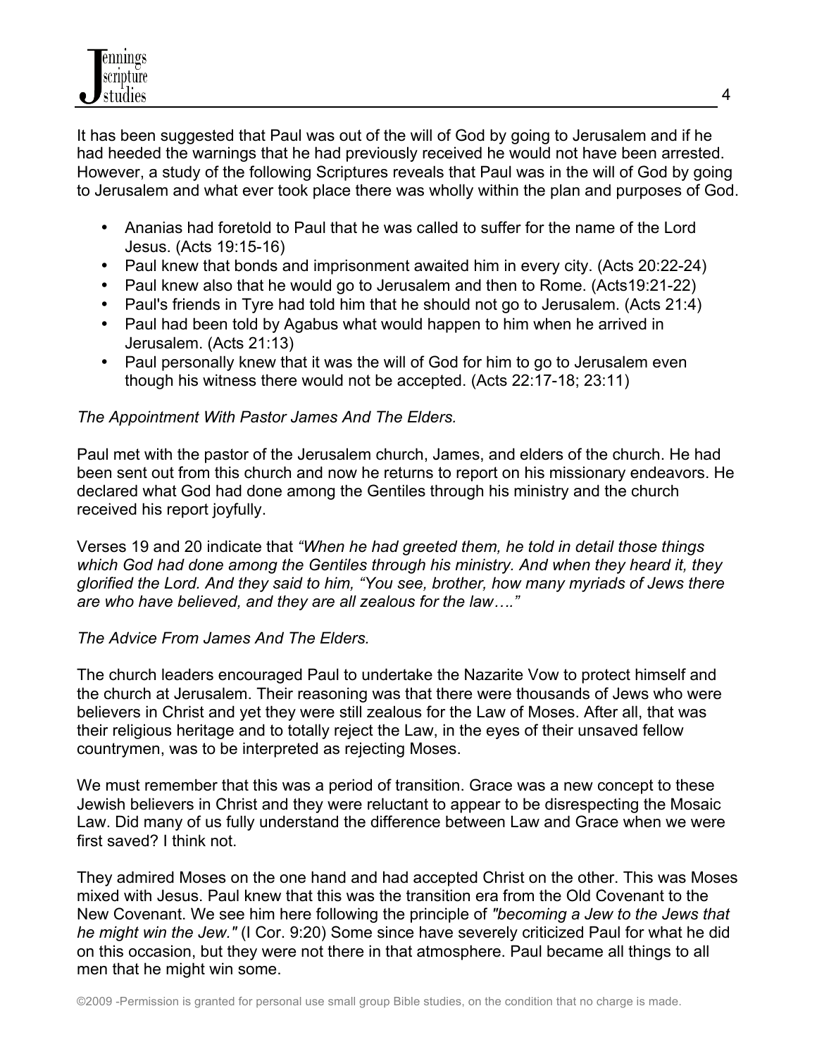It has been suggested that Paul was out of the will of God by going to Jerusalem and if he had heeded the warnings that he had previously received he would not have been arrested. However, a study of the following Scriptures reveals that Paul was in the will of God by going to Jerusalem and what ever took place there was wholly within the plan and purposes of God.

- Ananias had foretold to Paul that he was called to suffer for the name of the Lord Jesus. (Acts 19:15-16)
- Paul knew that bonds and imprisonment awaited him in every city. (Acts 20:22-24)
- Paul knew also that he would go to Jerusalem and then to Rome. (Acts19:21-22)
- Paul's friends in Tyre had told him that he should not go to Jerusalem. (Acts 21:4)
- Paul had been told by Agabus what would happen to him when he arrived in Jerusalem. (Acts 21:13)
- Paul personally knew that it was the will of God for him to go to Jerusalem even though his witness there would not be accepted. (Acts 22:17-18; 23:11)

*The Appointment With Pastor James And The Elders.*

Paul met with the pastor of the Jerusalem church, James, and elders of the church. He had been sent out from this church and now he returns to report on his missionary endeavors. He declared what God had done among the Gentiles through his ministry and the church received his report joyfully.

Verses 19 and 20 indicate that *"When he had greeted them, he told in detail those things which God had done among the Gentiles through his ministry. And when they heard it, they glorified the Lord. And they said to him, "You see, brother, how many myriads of Jews there are who have believed, and they are all zealous for the law…."*

*The Advice From James And The Elders.*

The church leaders encouraged Paul to undertake the Nazarite Vow to protect himself and the church at Jerusalem. Their reasoning was that there were thousands of Jews who were believers in Christ and yet they were still zealous for the Law of Moses. After all, that was their religious heritage and to totally reject the Law, in the eyes of their unsaved fellow countrymen, was to be interpreted as rejecting Moses.

We must remember that this was a period of transition. Grace was a new concept to these Jewish believers in Christ and they were reluctant to appear to be disrespecting the Mosaic Law. Did many of us fully understand the difference between Law and Grace when we were first saved? I think not.

They admired Moses on the one hand and had accepted Christ on the other. This was Moses mixed with Jesus. Paul knew that this was the transition era from the Old Covenant to the New Covenant. We see him here following the principle of *"becoming a Jew to the Jews that he might win the Jew."* (I Cor. 9:20) Some since have severely criticized Paul for what he did on this occasion, but they were not there in that atmosphere. Paul became all things to all men that he might win some.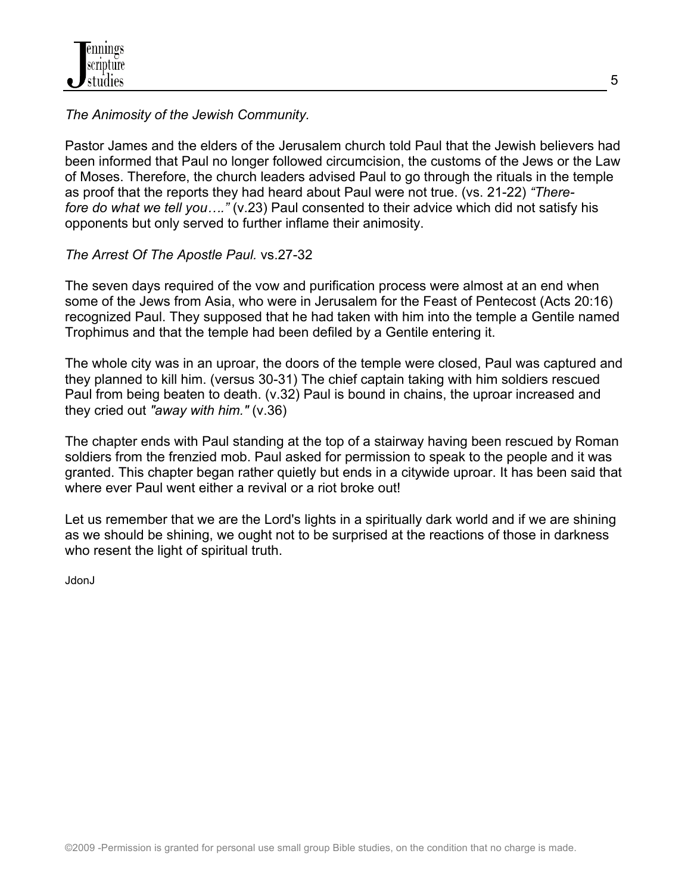*The Animosity of the Jewish Community.*

Pastor James and the elders of the Jerusalem church told Paul that the Jewish believers had been informed that Paul no longer followed circumcision, the customs of the Jews or the Law of Moses. Therefore, the church leaders advised Paul to go through the rituals in the temple as proof that the reports they had heard about Paul were not true. (vs. 21-22) *"Therefore do what we tell you…."* (v.23) Paul consented to their advice which did not satisfy his opponents but only served to further inflame their animosity.

*The Arrest Of The Apostle Paul.* vs.27-32

The seven days required of the vow and purification process were almost at an end when some of the Jews from Asia, who were in Jerusalem for the Feast of Pentecost (Acts 20:16) recognized Paul. They supposed that he had taken with him into the temple a Gentile named Trophimus and that the temple had been defiled by a Gentile entering it.

The whole city was in an uproar, the doors of the temple were closed, Paul was captured and they planned to kill him. (versus 30-31) The chief captain taking with him soldiers rescued Paul from being beaten to death. (v.32) Paul is bound in chains, the uproar increased and they cried out *"away with him."* (v.36)

The chapter ends with Paul standing at the top of a stairway having been rescued by Roman soldiers from the frenzied mob. Paul asked for permission to speak to the people and it was granted. This chapter began rather quietly but ends in a citywide uproar. It has been said that where ever Paul went either a revival or a riot broke out!

Let us remember that we are the Lord's lights in a spiritually dark world and if we are shining as we should be shining, we ought not to be surprised at the reactions of those in darkness who resent the light of spiritual truth.

JdonJ

©2009 -Permission is granted for personal use small group Bible studies, on the condition that no charge is made.